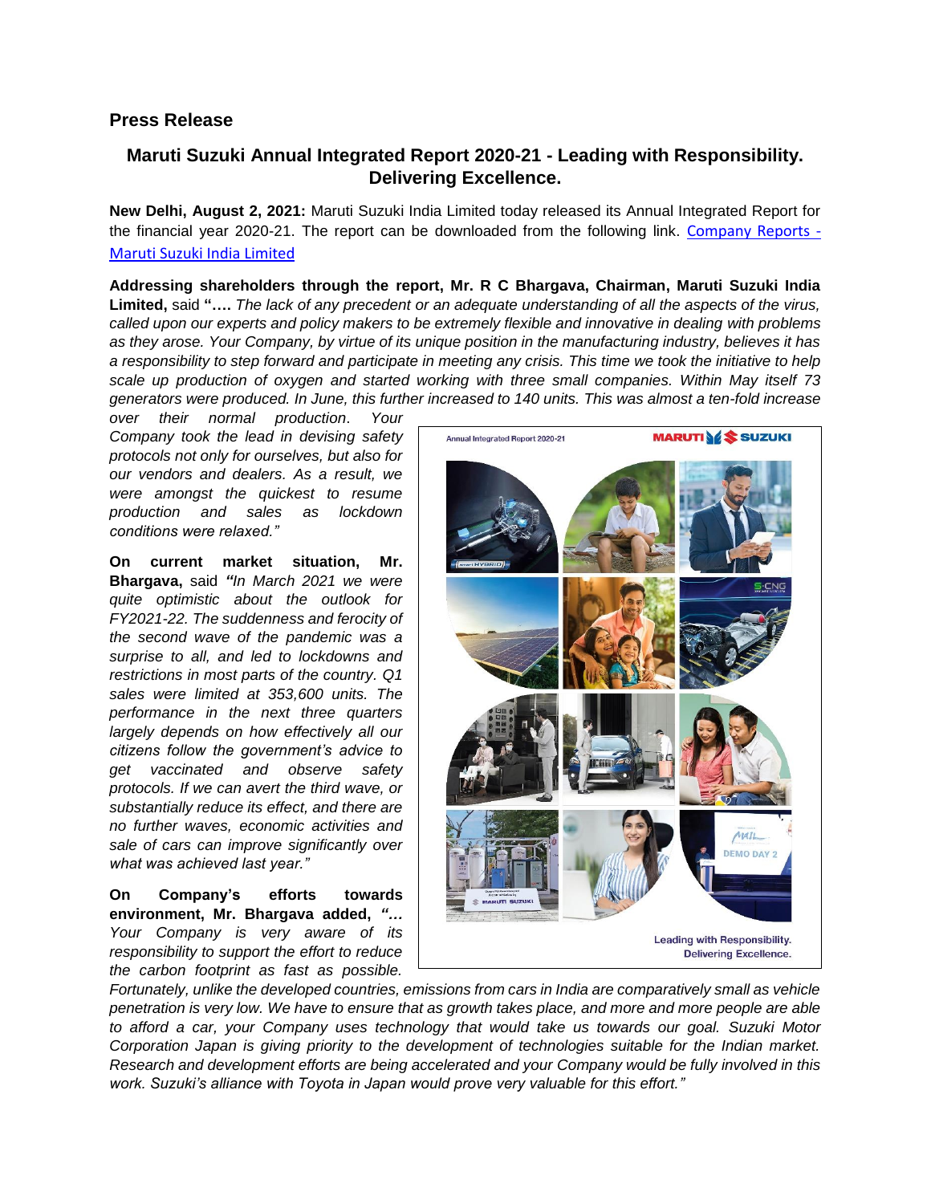## Press Release

# Maruti Suzuki Annual Integrated Report 2020-21 - Leading with Responsibility. Delivering Excellence.

**New Delhi, August 2, 2021:** Maruti Suzuki India Limited today released its Annual Integrated Report for the financial year 2020-21. The report can be downloaded from the following link. [Company Reports - Maruti Suzuki India Limited]

**Addressing shareholders through the report, Mr. R C Bhargava, Chairman, Maruti Suzuki India Limited,** said **"….** *The lack of any precedent or an adequate understanding of all the aspects of the virus, called upon our experts and policy makers to be extremely flexible and innovative in dealing with problems as they arose. Your Company, by virtue of its unique position in the manufacturing industry, believes it has a responsibility to step forward and participate in meeting any crisis. This time we took the initiative to help scale up production of oxygen and started working with three small companies. Within May itself 73 generators were produced. In June, this further increased to 140 units. This was almost a ten-fold increase over their normal production. Your Company took the lead in devising safety protocols not only for ourselves, but also for our vendors and dealers. As a result, we were amongst the quickest to resume production and sales as lockdown conditions were relaxed."*

**On current market situation, Mr. Bhargava,** said *"In March 2021 we were quite optimistic about the outlook for FY2021-22. The suddenness and ferocity of the second wave of the pandemic was a surprise to all, and led to lockdowns and restrictions in most parts of the country. Q1 sales were limited at 353,600 units. The performance in the next three quarters largely depends on how effectively all our citizens follow the government's advice to get vaccinated and observe safety protocols. If we can avert the third wave, or substantially reduce its effect, and there are no further waves, economic activities and sale of cars can improve significantly over what was achieved last year."*

**On Company's efforts towards environment, Mr. Bhargava added,** *"… Your Company is very aware of its responsibility to support the effort to reduce the carbon footprint as fast as possible. Fortunately, unlike the developed countries, emissions from cars in India are comparatively small as vehicle penetration is very low. We have to ensure that as growth takes place, and more and more people are able to afford a car, your Company uses technology that would take us towards our goal. Suzuki Motor Corporation Japan is giving priority to the development of technologies suitable for the Indian market. Research and development efforts are being accelerated and your Company would be fully involved in this work. Suzuki's alliance with Toyota in Japan would prove very valuable for this effort."*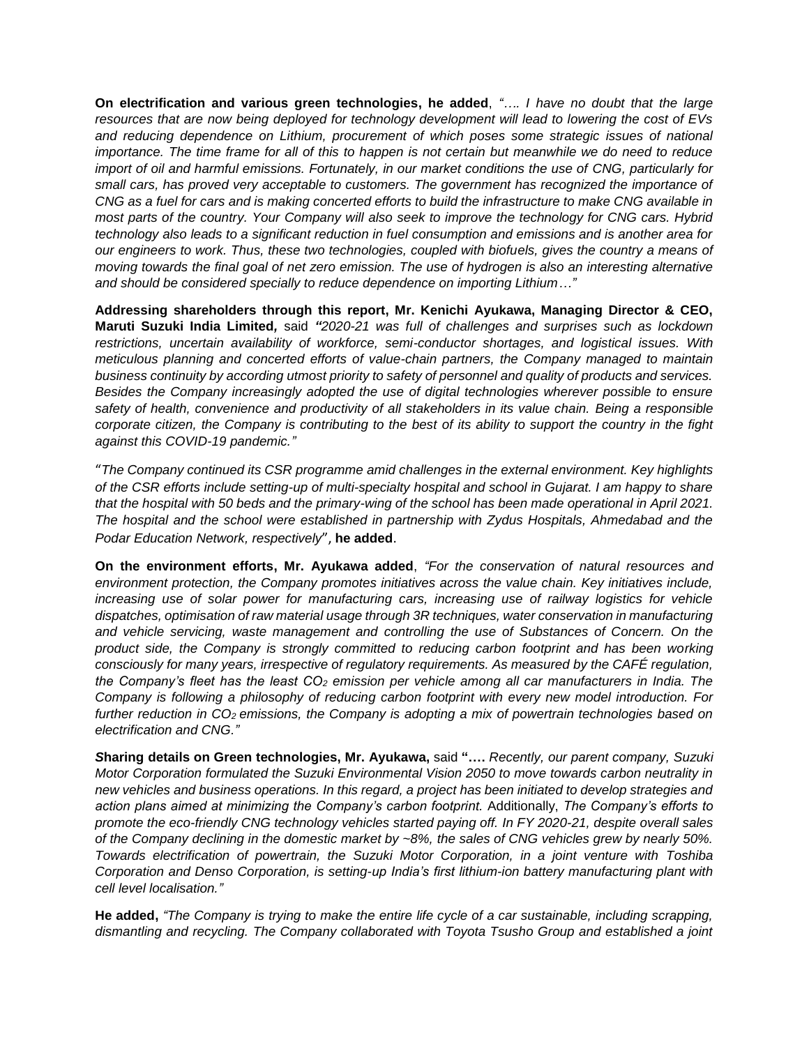**On electrification and various green technologies, he added**, *"…. I have no doubt that the large resources that are now being deployed for technology development will lead to lowering the cost of EVs and reducing dependence on Lithium, procurement of which poses some strategic issues of national importance. The time frame for all of this to happen is not certain but meanwhile we do need to reduce import of oil and harmful emissions. Fortunately, in our market conditions the use of CNG, particularly for small cars, has proved very acceptable to customers. The government has recognized the importance of CNG as a fuel for cars and is making concerted efforts to build the infrastructure to make CNG available in most parts of the country. Your Company will also seek to improve the technology for CNG cars. Hybrid technology also leads to a significant reduction in fuel consumption and emissions and is another area for our engineers to work. Thus, these two technologies, coupled with biofuels, gives the country a means of moving towards the final goal of net zero emission. The use of hydrogen is also an interesting alternative and should be considered specially to reduce dependence on importing Lithium…"*

**Addressing shareholders through this report, Mr. Kenichi Ayukawa, Managing Director & CEO, Maruti Suzuki India Limited,** said *"2020-21 was full of challenges and surprises such as lockdown restrictions, uncertain availability of workforce, semi-conductor shortages, and logistical issues. With meticulous planning and concerted efforts of value-chain partners, the Company managed to maintain business continuity by according utmost priority to safety of personnel and quality of products and services. Besides the Company increasingly adopted the use of digital technologies wherever possible to ensure safety of health, convenience and productivity of all stakeholders in its value chain. Being a responsible corporate citizen, the Company is contributing to the best of its ability to support the country in the fight against this COVID-19 pandemic."*

*"The Company continued its CSR programme amid challenges in the external environment. Key highlights of the CSR efforts include setting-up of multi-specialty hospital and school in Gujarat. I am happy to share that the hospital with 50 beds and the primary-wing of the school has been made operational in April 2021. The hospital and the school were established in partnership with Zydus Hospitals, Ahmedabad and the Podar Education Network, respectively"*, **he added**.

**On the environment efforts, Mr. Ayukawa added**, *"For the conservation of natural resources and environment protection, the Company promotes initiatives across the value chain. Key initiatives include, increasing use of solar power for manufacturing cars, increasing use of railway logistics for vehicle dispatches, optimisation of raw material usage through 3R techniques, water conservation in manufacturing and vehicle servicing, waste management and controlling the use of Substances of Concern. On the product side, the Company is strongly committed to reducing carbon footprint and has been working consciously for many years, irrespective of regulatory requirements. As measured by the CAFÉ regulation, the Company's fleet has the least $CO_2$ emission per vehicle among all car manufacturers in India. The Company is following a philosophy of reducing carbon footprint with every new model introduction. For further reduction in $CO_2$ emissions, the Company is adopting a mix of powertrain technologies based on electrification and CNG."*

**Sharing details on Green technologies, Mr. Ayukawa,** said **"….** *Recently, our parent company, Suzuki Motor Corporation formulated the Suzuki Environmental Vision 2050 to move towards carbon neutrality in new vehicles and business operations. In this regard, a project has been initiated to develop strategies and action plans aimed at minimizing the Company's carbon footprint.* Additionally, *The Company's efforts to promote the eco-friendly CNG technology vehicles started paying off. In FY 2020-21, despite overall sales of the Company declining in the domestic market by ~8%, the sales of CNG vehicles grew by nearly 50%. Towards electrification of powertrain, the Suzuki Motor Corporation, in a joint venture with Toshiba Corporation and Denso Corporation, is setting-up India's first lithium-ion battery manufacturing plant with cell level localisation."*

**He added,** *"The Company is trying to make the entire life cycle of a car sustainable, including scrapping, dismantling and recycling. The Company collaborated with Toyota Tsusho Group and established a joint*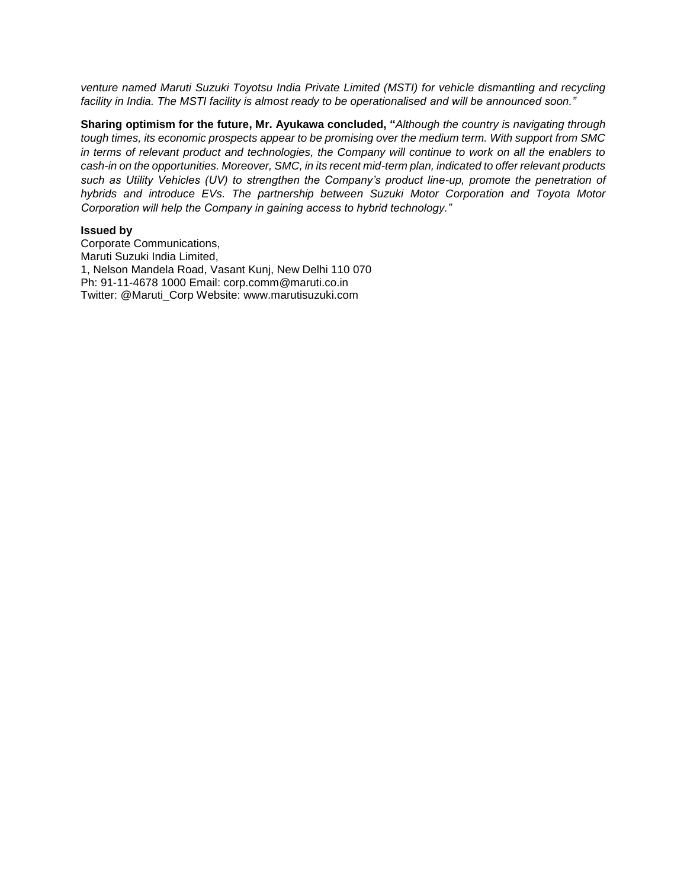*venture named Maruti Suzuki Toyotsu India Private Limited (MSTI) for vehicle dismantling and recycling facility in India. The MSTI facility is almost ready to be operationalised and will be announced soon."*

**Sharing optimism for the future, Mr. Ayukawa concluded, "***Although the country is navigating through tough times, its economic prospects appear to be promising over the medium term. With support from SMC in terms of relevant product and technologies, the Company will continue to work on all the enablers to cash-in on the opportunities. Moreover, SMC, in its recent mid-term plan, indicated to offer relevant products such as Utility Vehicles (UV) to strengthen the Company's product line-up, promote the penetration of hybrids and introduce EVs. The partnership between Suzuki Motor Corporation and Toyota Motor Corporation will help the Company in gaining access to hybrid technology."*

**Issued by**
Corporate Communications,
Maruti Suzuki India Limited,
1, Nelson Mandela Road, Vasant Kunj, New Delhi 110 070
Ph: 91-11-4678 1000 Email: corp.comm@maruti.co.in
Twitter: @Maruti_Corp Website: www.marutisuzuki.com